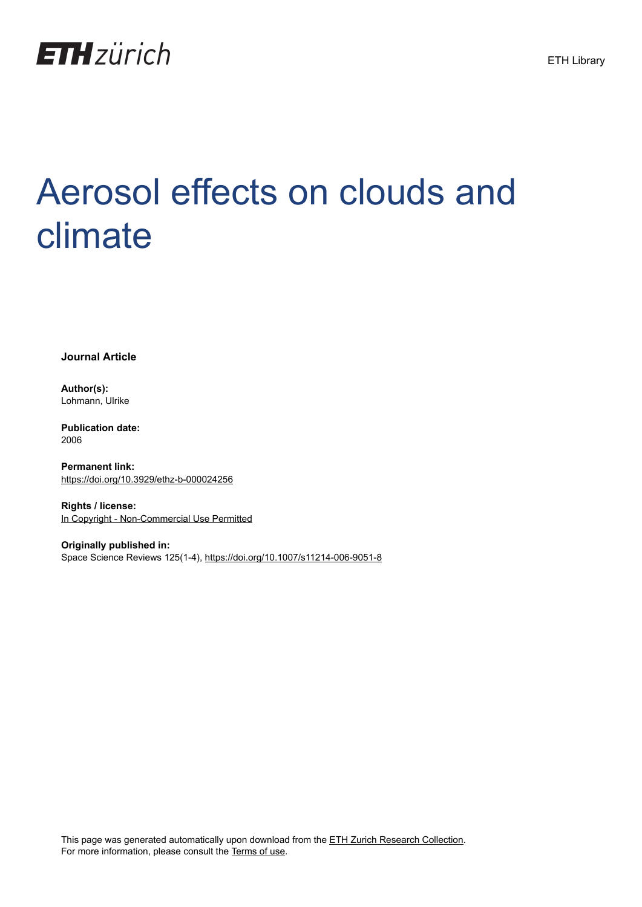ETH zürich

ETH Library

# Aerosol effects on clouds and climate

**Journal Article**

**Author(s):**
Lohmann, Ulrike

**Publication date:**
2006

**Permanent link:**
https://doi.org/10.3929/ethz-b-000024256

**Rights / license:**
In Copyright - Non-Commercial Use Permitted

**Originally published in:**
Space Science Reviews 125(1-4), https://doi.org/10.1007/s11214-006-9051-8

This page was generated automatically upon download from the ETH Zurich Research Collection.
For more information, please consult the Terms of use.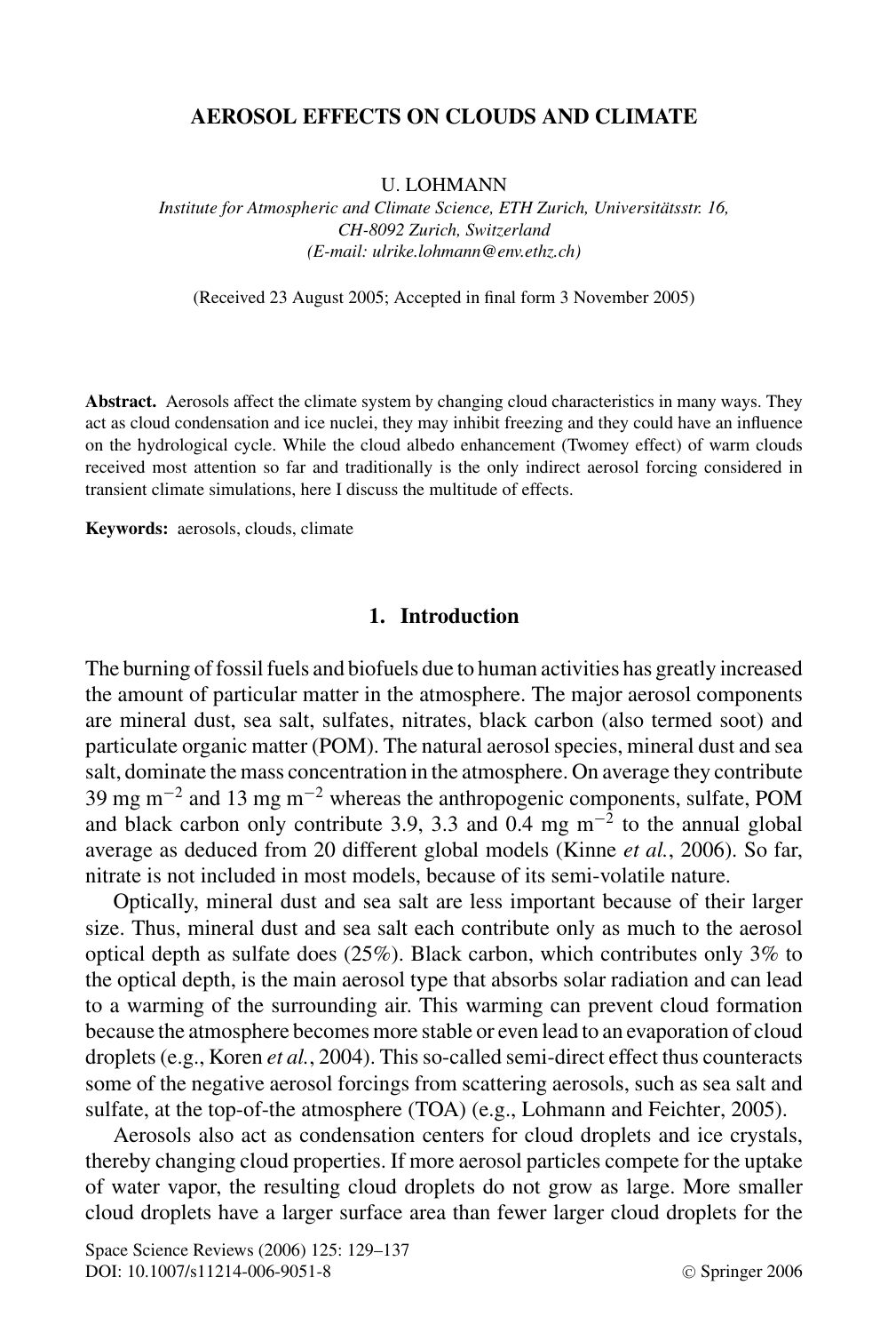# AEROSOL EFFECTS ON CLOUDS AND CLIMATE

U. LOHMANN

*Institute for Atmospheric and Climate Science, ETH Zurich, Universitätsstr. 16, CH-8092 Zurich, Switzerland*
*(E-mail: ulrike.lohmann@env.ethz.ch)*

(Received 23 August 2005; Accepted in final form 3 November 2005)

**Abstract.** Aerosols affect the climate system by changing cloud characteristics in many ways. They act as cloud condensation and ice nuclei, they may inhibit freezing and they could have an influence on the hydrological cycle. While the cloud albedo enhancement (Twomey effect) of warm clouds received most attention so far and traditionally is the only indirect aerosol forcing considered in transient climate simulations, here I discuss the multitude of effects.

**Keywords:** aerosols, clouds, climate

## 1. Introduction

The burning of fossil fuels and biofuels due to human activities has greatly increased the amount of particular matter in the atmosphere. The major aerosol components are mineral dust, sea salt, sulfates, nitrates, black carbon (also termed soot) and particulate organic matter (POM). The natural aerosol species, mineral dust and sea salt, dominate the mass concentration in the atmosphere. On average they contribute 39 mg $m^{-2}$ and 13 mg $m^{-2}$ whereas the anthropogenic components, sulfate, POM and black carbon only contribute 3.9, 3.3 and 0.4 mg $m^{-2}$ to the annual global average as deduced from 20 different global models (Kinne *et al.*, 2006). So far, nitrate is not included in most models, because of its semi-volatile nature.

Optically, mineral dust and sea salt are less important because of their larger size. Thus, mineral dust and sea salt each contribute only as much to the aerosol optical depth as sulfate does (25%). Black carbon, which contributes only 3% to the optical depth, is the main aerosol type that absorbs solar radiation and can lead to a warming of the surrounding air. This warming can prevent cloud formation because the atmosphere becomes more stable or even lead to an evaporation of cloud droplets (e.g., Koren *et al.*, 2004). This so-called semi-direct effect thus counteracts some of the negative aerosol forcings from scattering aerosols, such as sea salt and sulfate, at the top-of-the atmosphere (TOA) (e.g., Lohmann and Feichter, 2005).

Aerosols also act as condensation centers for cloud droplets and ice crystals, thereby changing cloud properties. If more aerosol particles compete for the uptake of water vapor, the resulting cloud droplets do not grow as large. More smaller cloud droplets have a larger surface area than fewer larger cloud droplets for the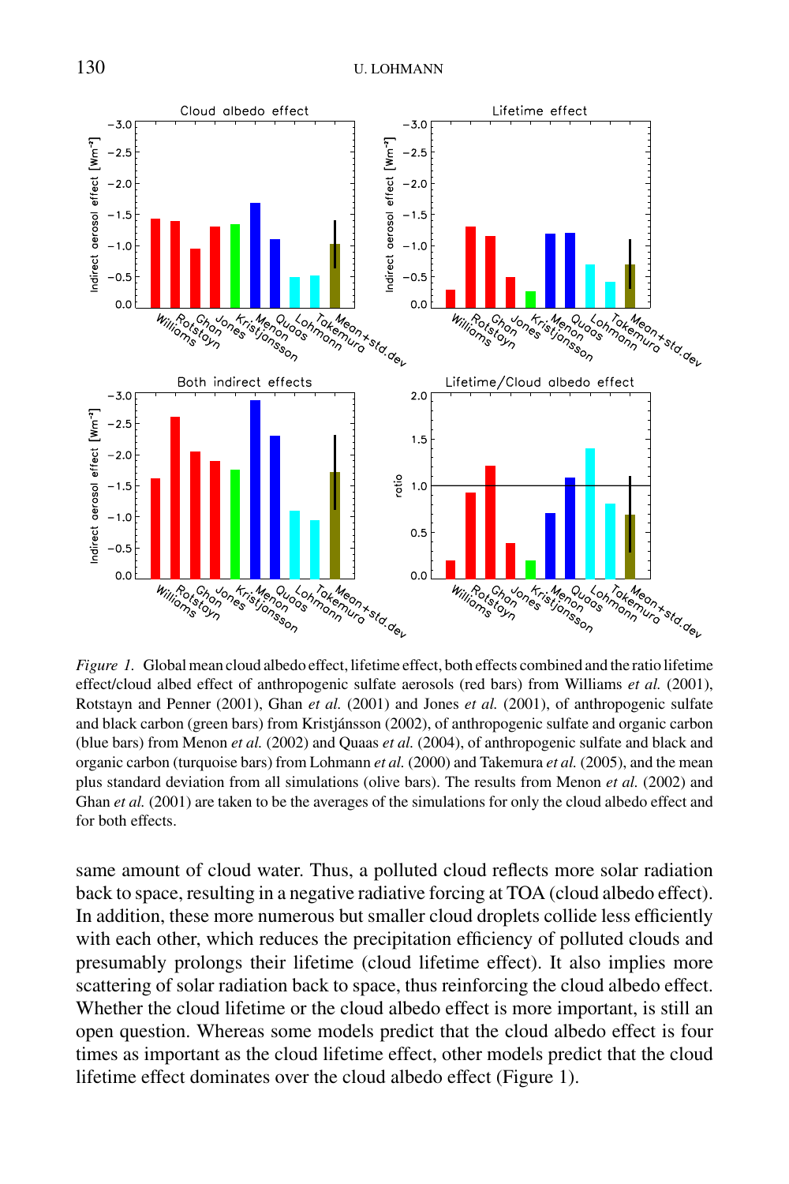*Figure 1.* Global mean cloud albedo effect, lifetime effect, both effects combined and the ratio lifetime effect/cloud albed effect of anthropogenic sulfate aerosols (red bars) from Williams *et al.* (2001), Rotstayn and Penner (2001), Ghan *et al.* (2001) and Jones *et al.* (2001), of anthropogenic sulfate and black carbon (green bars) from Kristjánsson (2002), of anthropogenic sulfate and organic carbon (blue bars) from Menon *et al.* (2002) and Quaas *et al.* (2004), of anthropogenic sulfate and black and organic carbon (turquoise bars) from Lohmann *et al.* (2000) and Takemura *et al.* (2005), and the mean plus standard deviation from all simulations (olive bars). The results from Menon *et al.* (2002) and Ghan *et al.* (2001) are taken to be the averages of the simulations for only the cloud albedo effect and for both effects.

same amount of cloud water. Thus, a polluted cloud reflects more solar radiation back to space, resulting in a negative radiative forcing at TOA (cloud albedo effect). In addition, these more numerous but smaller cloud droplets collide less efficiently with each other, which reduces the precipitation efficiency of polluted clouds and presumably prolongs their lifetime (cloud lifetime effect). It also implies more scattering of solar radiation back to space, thus reinforcing the cloud albedo effect. Whether the cloud lifetime or the cloud albedo effect is more important, is still an open question. Whereas some models predict that the cloud albedo effect is four times as important as the cloud lifetime effect, other models predict that the cloud lifetime effect dominates over the cloud albedo effect (Figure 1).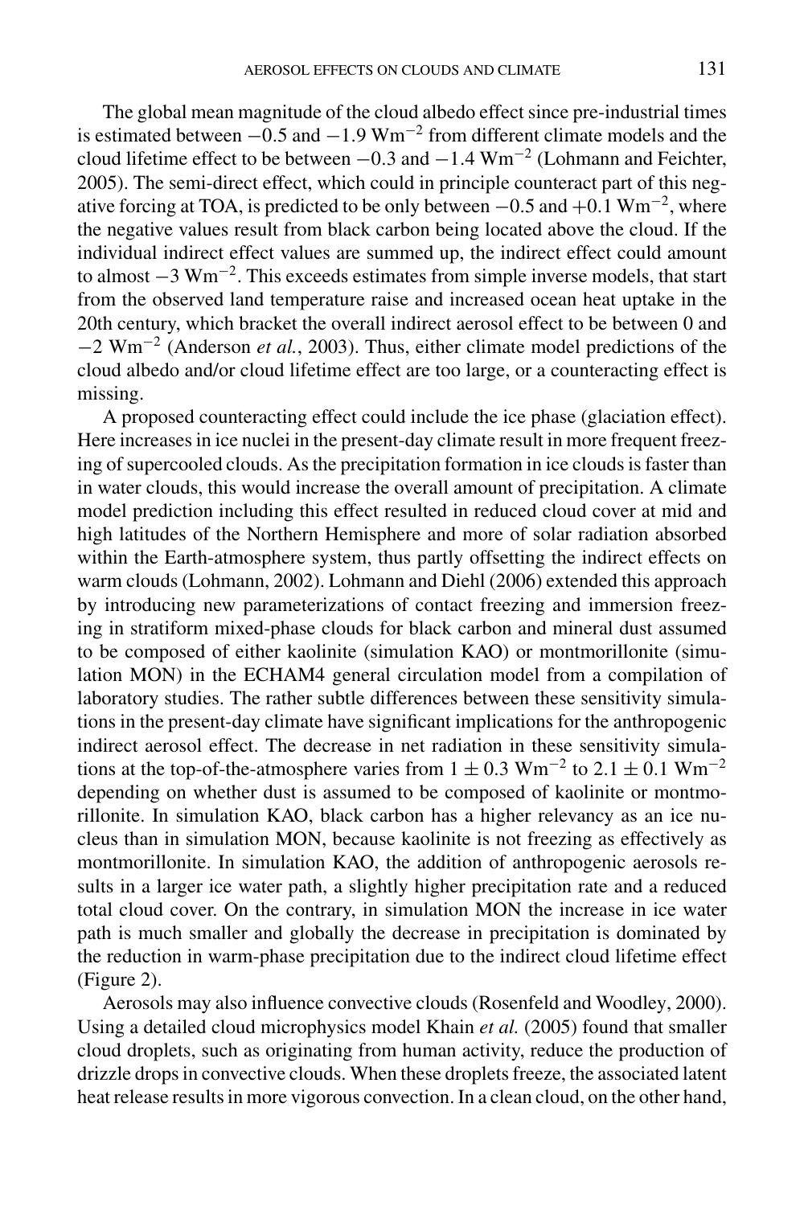The global mean magnitude of the cloud albedo effect since pre-industrial times is estimated between $-0.5$ and $-1.9$ $\mathrm{Wm}^{-2}$ from different climate models and the cloud lifetime effect to be between $-0.3$ and $-1.4$ $\mathrm{Wm}^{-2}$ (Lohmann and Feichter, 2005). The semi-direct effect, which could in principle counteract part of this negative forcing at TOA, is predicted to be only between $-0.5$ and $+0.1$ $\mathrm{Wm}^{-2}$, where the negative values result from black carbon being located above the cloud. If the individual indirect effect values are summed up, the indirect effect could amount to almost $-3$ $\mathrm{Wm}^{-2}$. This exceeds estimates from simple inverse models, that start from the observed land temperature raise and increased ocean heat uptake in the 20th century, which bracket the overall indirect aerosol effect to be between 0 and $-2$ $\mathrm{Wm}^{-2}$ (Anderson *et al.*, 2003). Thus, either climate model predictions of the cloud albedo and/or cloud lifetime effect are too large, or a counteracting effect is missing.

A proposed counteracting effect could include the ice phase (glaciation effect). Here increases in ice nuclei in the present-day climate result in more frequent freezing of supercooled clouds. As the precipitation formation in ice clouds is faster than in water clouds, this would increase the overall amount of precipitation. A climate model prediction including this effect resulted in reduced cloud cover at mid and high latitudes of the Northern Hemisphere and more of solar radiation absorbed within the Earth-atmosphere system, thus partly offsetting the indirect effects on warm clouds (Lohmann, 2002). Lohmann and Diehl (2006) extended this approach by introducing new parameterizations of contact freezing and immersion freezing in stratiform mixed-phase clouds for black carbon and mineral dust assumed to be composed of either kaolinite (simulation KAO) or montmorillonite (simulation MON) in the ECHAM4 general circulation model from a compilation of laboratory studies. The rather subtle differences between these sensitivity simulations in the present-day climate have significant implications for the anthropogenic indirect aerosol effect. The decrease in net radiation in these sensitivity simulations at the top-of-the-atmosphere varies from $1 \pm 0.3$ $\mathrm{Wm}^{-2}$ to $2.1 \pm 0.1$ $\mathrm{Wm}^{-2}$ depending on whether dust is assumed to be composed of kaolinite or montmorillonite. In simulation KAO, black carbon has a higher relevancy as an ice nucleus than in simulation MON, because kaolinite is not freezing as effectively as montmorillonite. In simulation KAO, the addition of anthropogenic aerosols results in a larger ice water path, a slightly higher precipitation rate and a reduced total cloud cover. On the contrary, in simulation MON the increase in ice water path is much smaller and globally the decrease in precipitation is dominated by the reduction in warm-phase precipitation due to the indirect cloud lifetime effect (Figure 2).

Aerosols may also influence convective clouds (Rosenfeld and Woodley, 2000). Using a detailed cloud microphysics model Khain *et al.* (2005) found that smaller cloud droplets, such as originating from human activity, reduce the production of drizzle drops in convective clouds. When these droplets freeze, the associated latent heat release results in more vigorous convection. In a clean cloud, on the other hand,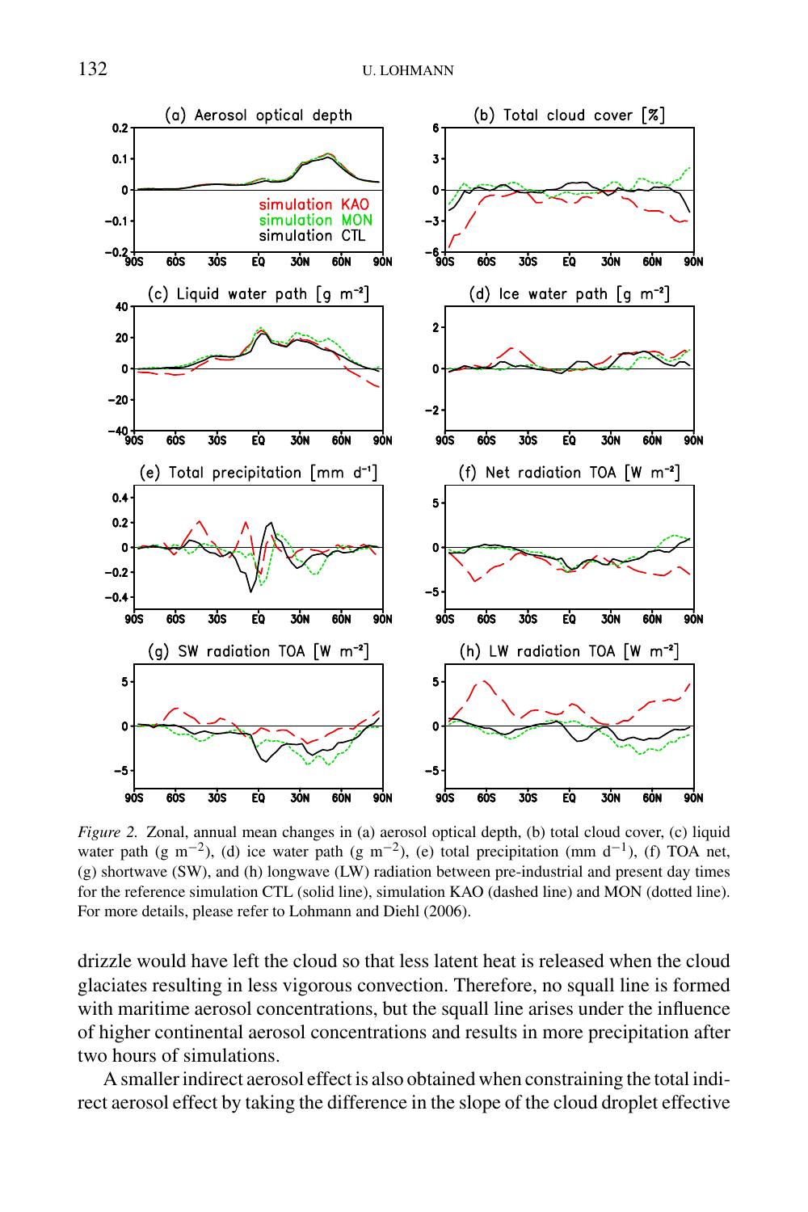*Figure 2.* Zonal, annual mean changes in (a) aerosol optical depth, (b) total cloud cover, (c) liquid water path (g m$^{-2}$), (d) ice water path (g m$^{-2}$), (e) total precipitation (mm d$^{-1}$), (f) TOA net, (g) shortwave (SW), and (h) longwave (LW) radiation between pre-industrial and present day times for the reference simulation CTL (solid line), simulation KAO (dashed line) and MON (dotted line). For more details, please refer to Lohmann and Diehl (2006).

drizzle would have left the cloud so that less latent heat is released when the cloud glaciates resulting in less vigorous convection. Therefore, no squall line is formed with maritime aerosol concentrations, but the squall line arises under the influence of higher continental aerosol concentrations and results in more precipitation after two hours of simulations.

A smaller indirect aerosol effect is also obtained when constraining the total indirect aerosol effect by taking the difference in the slope of the cloud droplet effective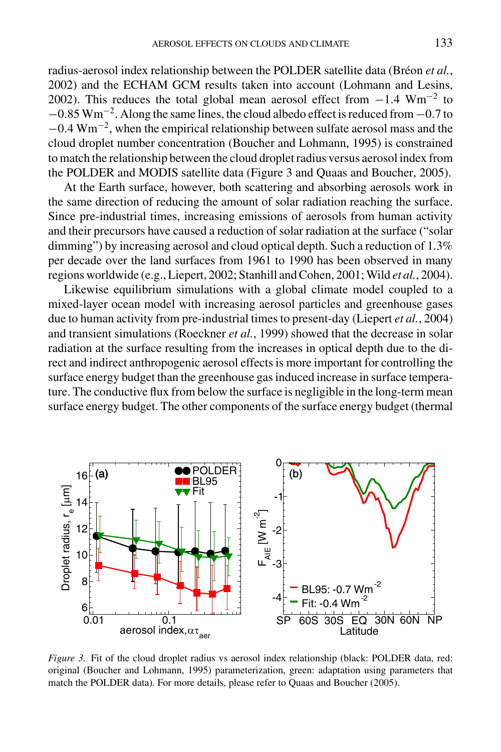radius-aerosol index relationship between the POLDER satellite data (Bréon *et al.*, 2002) and the ECHAM GCM results taken into account (Lohmann and Lesins, 2002). This reduces the total global mean aerosol effect from $-1.4$ Wm$^{-2}$ to $-0.85$ Wm$^{-2}$. Along the same lines, the cloud albedo effect is reduced from $-0.7$ to $-0.4$ Wm$^{-2}$, when the empirical relationship between sulfate aerosol mass and the cloud droplet number concentration (Boucher and Lohmann, 1995) is constrained to match the relationship between the cloud droplet radius versus aerosol index from the POLDER and MODIS satellite data (Figure 3 and Quaas and Boucher, 2005).

At the Earth surface, however, both scattering and absorbing aerosols work in the same direction of reducing the amount of solar radiation reaching the surface. Since pre-industrial times, increasing emissions of aerosols from human activity and their precursors have caused a reduction of solar radiation at the surface ("solar dimming") by increasing aerosol and cloud optical depth. Such a reduction of 1.3% per decade over the land surfaces from 1961 to 1990 has been observed in many regions worldwide (e.g., Liepert, 2002; Stanhill and Cohen, 2001; Wild *et al.*, 2004).

Likewise equilibrium simulations with a global climate model coupled to a mixed-layer ocean model with increasing aerosol particles and greenhouse gases due to human activity from pre-industrial times to present-day (Liepert *et al.*, 2004) and transient simulations (Roeckner *et al.*, 1999) showed that the decrease in solar radiation at the surface resulting from the increases in optical depth due to the direct and indirect anthropogenic aerosol effects is more important for controlling the surface energy budget than the greenhouse gas induced increase in surface temperature. The conductive flux from below the surface is negligible in the long-term mean surface energy budget. The other components of the surface energy budget (thermal

*Figure 3.* Fit of the cloud droplet radius vs aerosol index relationship (black: POLDER data, red: original (Boucher and Lohmann, 1995) parameterization, green: adaptation using parameters that match the POLDER data). For more details, please refer to Quaas and Boucher (2005).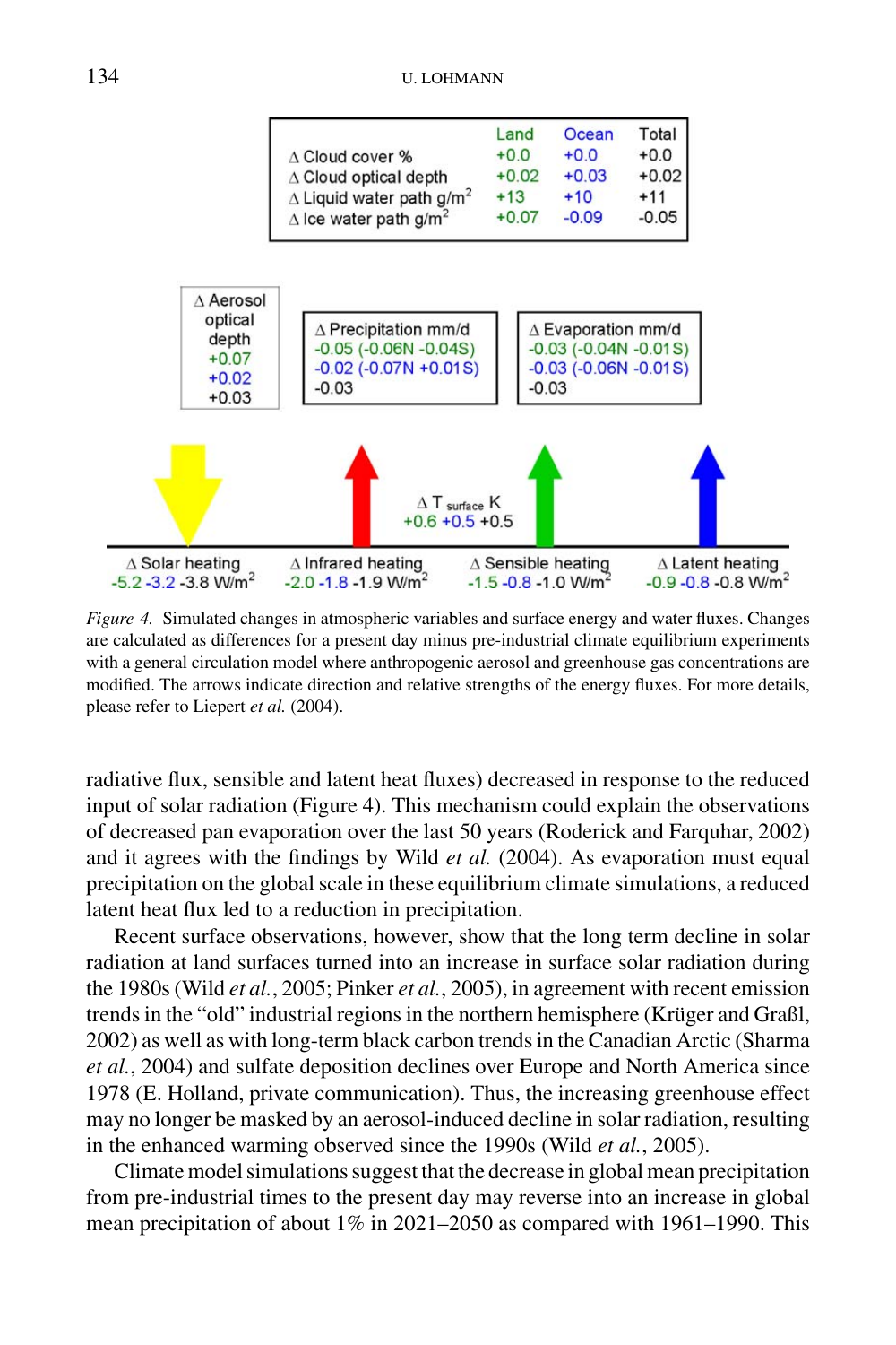| | Land | Ocean | Total |
|---|---|---|---|
| Δ Cloud cover % | +0.0 | +0.0 | +0.0 |
| Δ Cloud optical depth | +0.02 | +0.03 | +0.02 |
| Δ Liquid water path g/m$^2$ | +13 | +10 | +11 |
| Δ Ice water path g/m$^2$ | +0.07 | -0.09 | -0.05 |

Δ Aerosol optical depth: +0.07, +0.02, +0.03

Δ Precipitation mm/d: -0.05 (-0.06N -0.04S), -0.02 (-0.07N +0.01S), -0.03

Δ Evaporation mm/d: -0.03 (-0.04N -0.01S), -0.03 (-0.06N -0.01S), -0.03

Δ T$_{surface}$ K: +0.6 +0.5 +0.5

Δ Solar heating: -5.2 -3.2 -3.8 W/m$^2$

Δ Infrared heating: -2.0 -1.8 -1.9 W/m$^2$

Δ Sensible heating: -1.5 -0.8 -1.0 W/m$^2$

Δ Latent heating: -0.9 -0.8 -0.8 W/m$^2$

*Figure 4.* Simulated changes in atmospheric variables and surface energy and water fluxes. Changes are calculated as differences for a present day minus pre-industrial climate equilibrium experiments with a general circulation model where anthropogenic aerosol and greenhouse gas concentrations are modified. The arrows indicate direction and relative strengths of the energy fluxes. For more details, please refer to Liepert *et al.* (2004).

radiative flux, sensible and latent heat fluxes) decreased in response to the reduced input of solar radiation (Figure 4). This mechanism could explain the observations of decreased pan evaporation over the last 50 years (Roderick and Farquhar, 2002) and it agrees with the findings by Wild *et al.* (2004). As evaporation must equal precipitation on the global scale in these equilibrium climate simulations, a reduced latent heat flux led to a reduction in precipitation.

Recent surface observations, however, show that the long term decline in solar radiation at land surfaces turned into an increase in surface solar radiation during the 1980s (Wild *et al.*, 2005; Pinker *et al.*, 2005), in agreement with recent emission trends in the "old" industrial regions in the northern hemisphere (Krüger and Graßl, 2002) as well as with long-term black carbon trends in the Canadian Arctic (Sharma *et al.*, 2004) and sulfate deposition declines over Europe and North America since 1978 (E. Holland, private communication). Thus, the increasing greenhouse effect may no longer be masked by an aerosol-induced decline in solar radiation, resulting in the enhanced warming observed since the 1990s (Wild *et al.*, 2005).

Climate model simulations suggest that the decrease in global mean precipitation from pre-industrial times to the present day may reverse into an increase in global mean precipitation of about 1% in 2021–2050 as compared with 1961–1990. This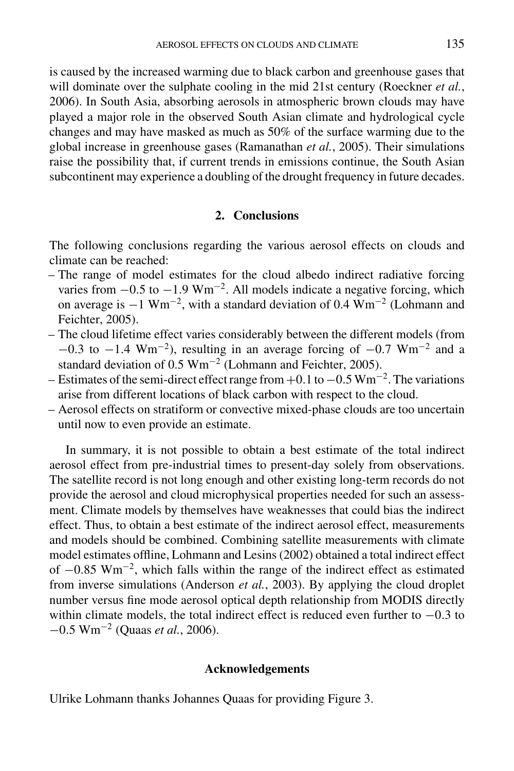is caused by the increased warming due to black carbon and greenhouse gases that will dominate over the sulphate cooling in the mid 21st century (Roeckner *et al.*, 2006). In South Asia, absorbing aerosols in atmospheric brown clouds may have played a major role in the observed South Asian climate and hydrological cycle changes and may have masked as much as 50% of the surface warming due to the global increase in greenhouse gases (Ramanathan *et al.*, 2005). Their simulations raise the possibility that, if current trends in emissions continue, the South Asian subcontinent may experience a doubling of the drought frequency in future decades.

## 2. Conclusions

The following conclusions regarding the various aerosol effects on clouds and climate can be reached:

- The range of model estimates for the cloud albedo indirect radiative forcing varies from $-0.5$ to $-1.9$ $Wm^{-2}$. All models indicate a negative forcing, which on average is $-1$ $Wm^{-2}$, with a standard deviation of 0.4 $Wm^{-2}$ (Lohmann and Feichter, 2005).
- The cloud lifetime effect varies considerably between the different models (from $-0.3$ to $-1.4$ $Wm^{-2}$), resulting in an average forcing of $-0.7$ $Wm^{-2}$ and a standard deviation of 0.5 $Wm^{-2}$ (Lohmann and Feichter, 2005).
- Estimates of the semi-direct effect range from $+0.1$ to $-0.5$ $Wm^{-2}$. The variations arise from different locations of black carbon with respect to the cloud.
- Aerosol effects on stratiform or convective mixed-phase clouds are too uncertain until now to even provide an estimate.

In summary, it is not possible to obtain a best estimate of the total indirect aerosol effect from pre-industrial times to present-day solely from observations. The satellite record is not long enough and other existing long-term records do not provide the aerosol and cloud microphysical properties needed for such an assessment. Climate models by themselves have weaknesses that could bias the indirect effect. Thus, to obtain a best estimate of the indirect aerosol effect, measurements and models should be combined. Combining satellite measurements with climate model estimates offline, Lohmann and Lesins (2002) obtained a total indirect effect of $-0.85$ $Wm^{-2}$, which falls within the range of the indirect effect as estimated from inverse simulations (Anderson *et al.*, 2003). By applying the cloud droplet number versus fine mode aerosol optical depth relationship from MODIS directly within climate models, the total indirect effect is reduced even further to $-0.3$ to $-0.5$ $Wm^{-2}$ (Quaas *et al.*, 2006).

## Acknowledgements

Ulrike Lohmann thanks Johannes Quaas for providing Figure 3.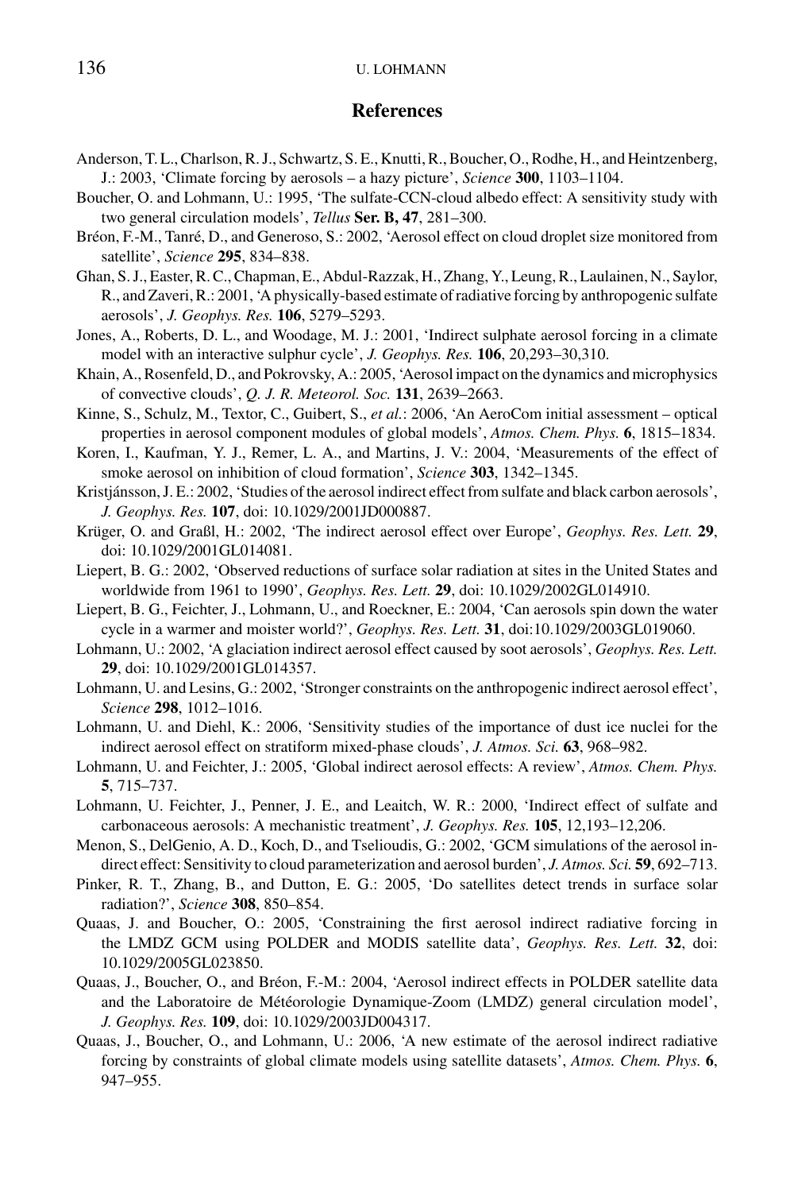## References

Anderson, T. L., Charlson, R. J., Schwartz, S. E., Knutti, R., Boucher, O., Rodhe, H., and Heintzenberg, J.: 2003, 'Climate forcing by aerosols – a hazy picture', *Science* **300**, 1103–1104.

Boucher, O. and Lohmann, U.: 1995, 'The sulfate-CCN-cloud albedo effect: A sensitivity study with two general circulation models', *Tellus* **Ser. B, 47**, 281–300.

Bréon, F.-M., Tanré, D., and Generoso, S.: 2002, 'Aerosol effect on cloud droplet size monitored from satellite', *Science* **295**, 834–838.

Ghan, S. J., Easter, R. C., Chapman, E., Abdul-Razzak, H., Zhang, Y., Leung, R., Laulainen, N., Saylor, R., and Zaveri, R.: 2001, 'A physically-based estimate of radiative forcing by anthropogenic sulfate aerosols', *J. Geophys. Res.* **106**, 5279–5293.

Jones, A., Roberts, D. L., and Woodage, M. J.: 2001, 'Indirect sulphate aerosol forcing in a climate model with an interactive sulphur cycle', *J. Geophys. Res.* **106**, 20,293–30,310.

Khain, A., Rosenfeld, D., and Pokrovsky, A.: 2005, 'Aerosol impact on the dynamics and microphysics of convective clouds', *Q. J. R. Meteorol. Soc.* **131**, 2639–2663.

Kinne, S., Schulz, M., Textor, C., Guibert, S., *et al.*: 2006, 'An AeroCom initial assessment – optical properties in aerosol component modules of global models', *Atmos. Chem. Phys.* **6**, 1815–1834.

Koren, I., Kaufman, Y. J., Remer, L. A., and Martins, J. V.: 2004, 'Measurements of the effect of smoke aerosol on inhibition of cloud formation', *Science* **303**, 1342–1345.

Kristjánsson, J. E.: 2002, 'Studies of the aerosol indirect effect from sulfate and black carbon aerosols', *J. Geophys. Res.* **107**, doi: 10.1029/2001JD000887.

Krüger, O. and Graßl, H.: 2002, 'The indirect aerosol effect over Europe', *Geophys. Res. Lett.* **29**, doi: 10.1029/2001GL014081.

Liepert, B. G.: 2002, 'Observed reductions of surface solar radiation at sites in the United States and worldwide from 1961 to 1990', *Geophys. Res. Lett.* **29**, doi: 10.1029/2002GL014910.

Liepert, B. G., Feichter, J., Lohmann, U., and Roeckner, E.: 2004, 'Can aerosols spin down the water cycle in a warmer and moister world?', *Geophys. Res. Lett.* **31**, doi:10.1029/2003GL019060.

Lohmann, U.: 2002, 'A glaciation indirect aerosol effect caused by soot aerosols', *Geophys. Res. Lett.* **29**, doi: 10.1029/2001GL014357.

Lohmann, U. and Lesins, G.: 2002, 'Stronger constraints on the anthropogenic indirect aerosol effect', *Science* **298**, 1012–1016.

Lohmann, U. and Diehl, K.: 2006, 'Sensitivity studies of the importance of dust ice nuclei for the indirect aerosol effect on stratiform mixed-phase clouds', *J. Atmos. Sci.* **63**, 968–982.

Lohmann, U. and Feichter, J.: 2005, 'Global indirect aerosol effects: A review', *Atmos. Chem. Phys.* **5**, 715–737.

Lohmann, U. Feichter, J., Penner, J. E., and Leaitch, W. R.: 2000, 'Indirect effect of sulfate and carbonaceous aerosols: A mechanistic treatment', *J. Geophys. Res.* **105**, 12,193–12,206.

Menon, S., DelGenio, A. D., Koch, D., and Tselioudis, G.: 2002, 'GCM simulations of the aerosol indirect effect: Sensitivity to cloud parameterization and aerosol burden', *J. Atmos. Sci.* **59**, 692–713.

Pinker, R. T., Zhang, B., and Dutton, E. G.: 2005, 'Do satellites detect trends in surface solar radiation?', *Science* **308**, 850–854.

Quaas, J. and Boucher, O.: 2005, 'Constraining the first aerosol indirect radiative forcing in the LMDZ GCM using POLDER and MODIS satellite data', *Geophys. Res. Lett.* **32**, doi: 10.1029/2005GL023850.

Quaas, J., Boucher, O., and Bréon, F.-M.: 2004, 'Aerosol indirect effects in POLDER satellite data and the Laboratoire de Météorologie Dynamique-Zoom (LMDZ) general circulation model', *J. Geophys. Res.* **109**, doi: 10.1029/2003JD004317.

Quaas, J., Boucher, O., and Lohmann, U.: 2006, 'A new estimate of the aerosol indirect radiative forcing by constraints of global climate models using satellite datasets', *Atmos. Chem. Phys.* **6**, 947–955.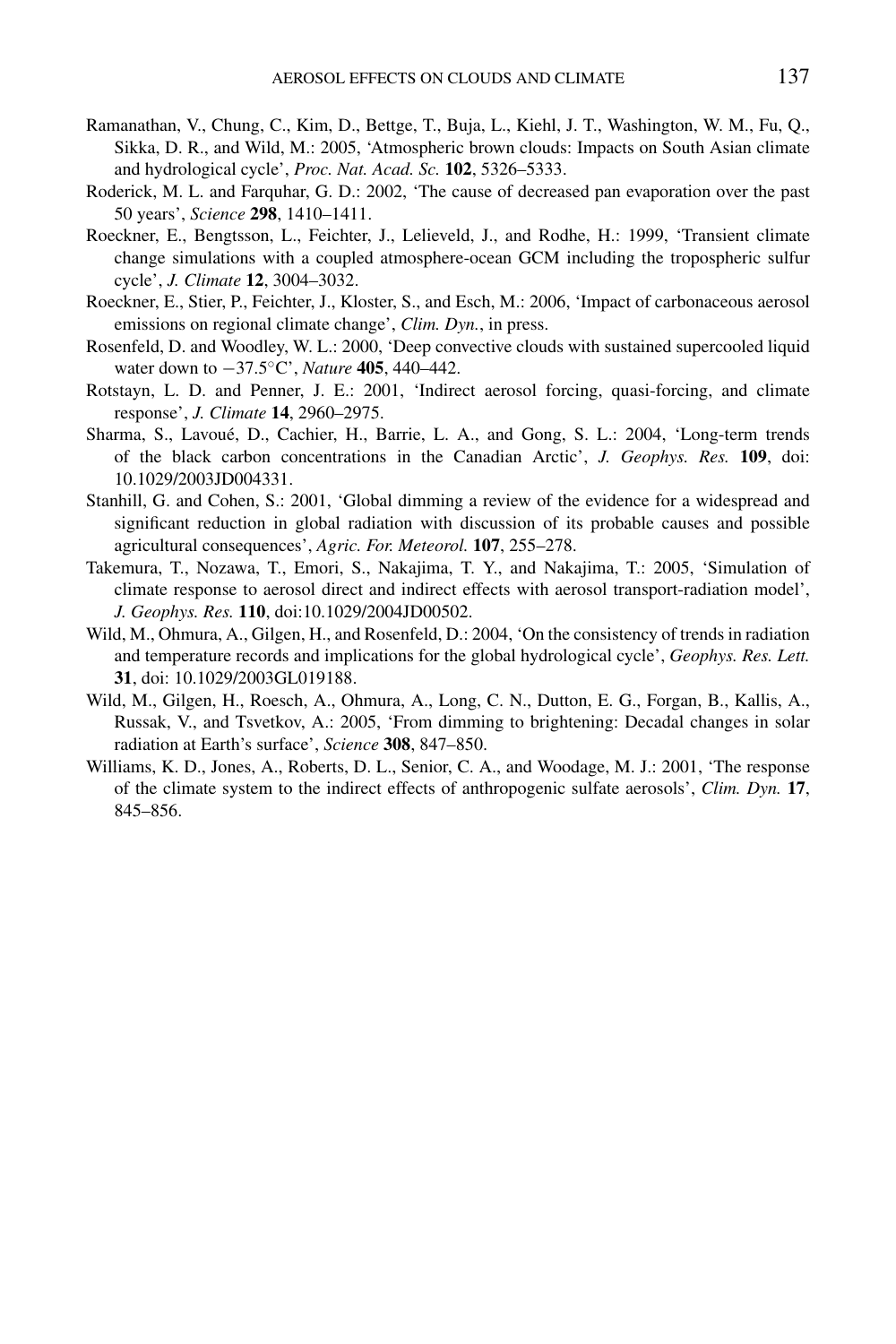Ramanathan, V., Chung, C., Kim, D., Bettge, T., Buja, L., Kiehl, J. T., Washington, W. M., Fu, Q., Sikka, D. R., and Wild, M.: 2005, 'Atmospheric brown clouds: Impacts on South Asian climate and hydrological cycle', *Proc. Nat. Acad. Sc.* **102**, 5326–5333.

Roderick, M. L. and Farquhar, G. D.: 2002, 'The cause of decreased pan evaporation over the past 50 years', *Science* **298**, 1410–1411.

Roeckner, E., Bengtsson, L., Feichter, J., Lelieveld, J., and Rodhe, H.: 1999, 'Transient climate change simulations with a coupled atmosphere-ocean GCM including the tropospheric sulfur cycle', *J. Climate* **12**, 3004–3032.

Roeckner, E., Stier, P., Feichter, J., Kloster, S., and Esch, M.: 2006, 'Impact of carbonaceous aerosol emissions on regional climate change', *Clim. Dyn.*, in press.

Rosenfeld, D. and Woodley, W. L.: 2000, 'Deep convective clouds with sustained supercooled liquid water down to −37.5°C', *Nature* **405**, 440–442.

Rotstayn, L. D. and Penner, J. E.: 2001, 'Indirect aerosol forcing, quasi-forcing, and climate response', *J. Climate* **14**, 2960–2975.

Sharma, S., Lavoué, D., Cachier, H., Barrie, L. A., and Gong, S. L.: 2004, 'Long-term trends of the black carbon concentrations in the Canadian Arctic', *J. Geophys. Res.* **109**, doi: 10.1029/2003JD004331.

Stanhill, G. and Cohen, S.: 2001, 'Global dimming a review of the evidence for a widespread and significant reduction in global radiation with discussion of its probable causes and possible agricultural consequences', *Agric. For. Meteorol.* **107**, 255–278.

Takemura, T., Nozawa, T., Emori, S., Nakajima, T. Y., and Nakajima, T.: 2005, 'Simulation of climate response to aerosol direct and indirect effects with aerosol transport-radiation model', *J. Geophys. Res.* **110**, doi:10.1029/2004JD00502.

Wild, M., Ohmura, A., Gilgen, H., and Rosenfeld, D.: 2004, 'On the consistency of trends in radiation and temperature records and implications for the global hydrological cycle', *Geophys. Res. Lett.* **31**, doi: 10.1029/2003GL019188.

Wild, M., Gilgen, H., Roesch, A., Ohmura, A., Long, C. N., Dutton, E. G., Forgan, B., Kallis, A., Russak, V., and Tsvetkov, A.: 2005, 'From dimming to brightening: Decadal changes in solar radiation at Earth's surface', *Science* **308**, 847–850.

Williams, K. D., Jones, A., Roberts, D. L., Senior, C. A., and Woodage, M. J.: 2001, 'The response of the climate system to the indirect effects of anthropogenic sulfate aerosols', *Clim. Dyn.* **17**, 845–856.